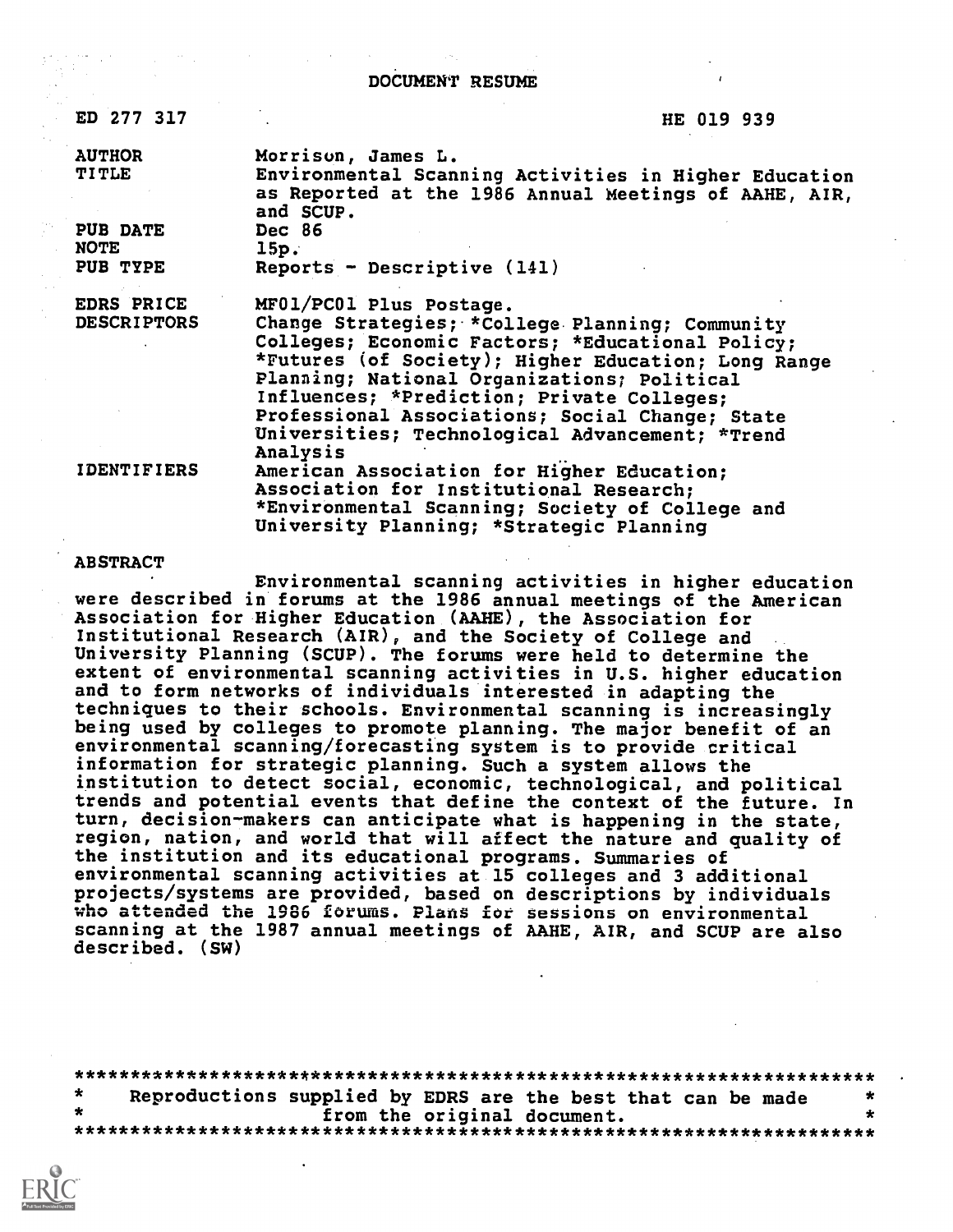# DOCUMENT RESUME

| | |
|---|---|
| ED 277 317 | HE 019 939 |
| AUTHOR | Morrison, James L. |
| TITLE | Environmental Scanning Activities in Higher Education as Reported at the 1986 Annual Meetings of AAHE, AIR, and SCUP. |
| PUB DATE | Dec 86 |
| NOTE | 15p. |
| PUB TYPE | Reports - Descriptive (141) |
| EDRS PRICE | MF01/PC01 Plus Postage. |
| DESCRIPTORS | Change Strategies; *College Planning; Community Colleges; Economic Factors; *Educational Policy; *Futures (of Society); Higher Education; Long Range Planning; National Organizations; Political Influences; *Prediction; Private Colleges; Professional Associations; Social Change; State Universities; Technological Advancement; *Trend Analysis |
| IDENTIFIERS | American Association for Higher Education; Association for Institutional Research; *Environmental Scanning; Society of College and University Planning; *Strategic Planning |

## ABSTRACT

Environmental scanning activities in higher education were described in forums at the 1986 annual meetings of the American Association for Higher Education (AAHE), the Association for Institutional Research (AIR), and the Society of College and University Planning (SCUP). The forums were held to determine the extent of environmental scanning activities in U.S. higher education and to form networks of individuals interested in adapting the techniques to their schools. Environmental scanning is increasingly being used by colleges to promote planning. The major benefit of an environmental scanning/forecasting system is to provide critical information for strategic planning. Such a system allows the institution to detect social, economic, technological, and political trends and potential events that define the context of the future. In turn, decision-makers can anticipate what is happening in the state, region, nation, and world that will affect the nature and quality of the institution and its educational programs. Summaries of environmental scanning activities at 15 colleges and 3 additional projects/systems are provided, based on descriptions by individuals who attended the 1986 forums. Plans for sessions on environmental scanning at the 1987 annual meetings of AAHE, AIR, and SCUP are also described. (SW)

***********************************************************************
* Reproductions supplied by EDRS are the best that can be made *
* from the original document. *
***********************************************************************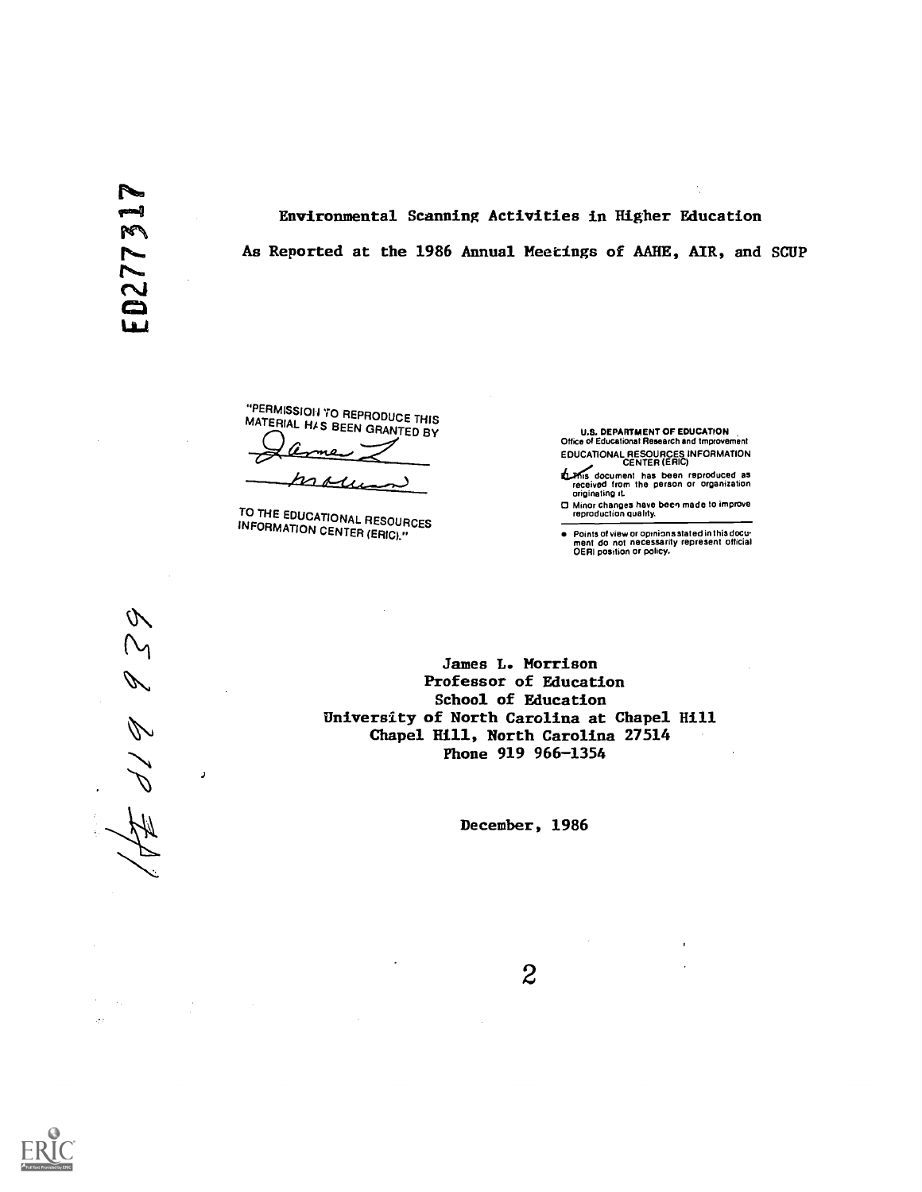ED277317

Environmental Scanning Activities in Higher Education

As Reported at the 1986 Annual Meetings of AAHE, AIR, and SCUP

"PERMISSION TO REPRODUCE THIS MATERIAL HAS BEEN GRANTED BY

James L. Morrison

TO THE EDUCATIONAL RESOURCES INFORMATION CENTER (ERIC)."

U.S. DEPARTMENT OF EDUCATION
Office of Educational Research and Improvement
EDUCATIONAL RESOURCES INFORMATION CENTER (ERIC)

- This document has been reproduced as received from the person or organization originating it.
- Minor changes have been made to improve reproduction quality.
- Points of view or opinions stated in this document do not necessarily represent official OERI position or policy.

HE 019 939

James L. Morrison
Professor of Education
School of Education
University of North Carolina at Chapel Hill
Chapel Hill, North Carolina 27514
Phone 919 966-1354

December, 1986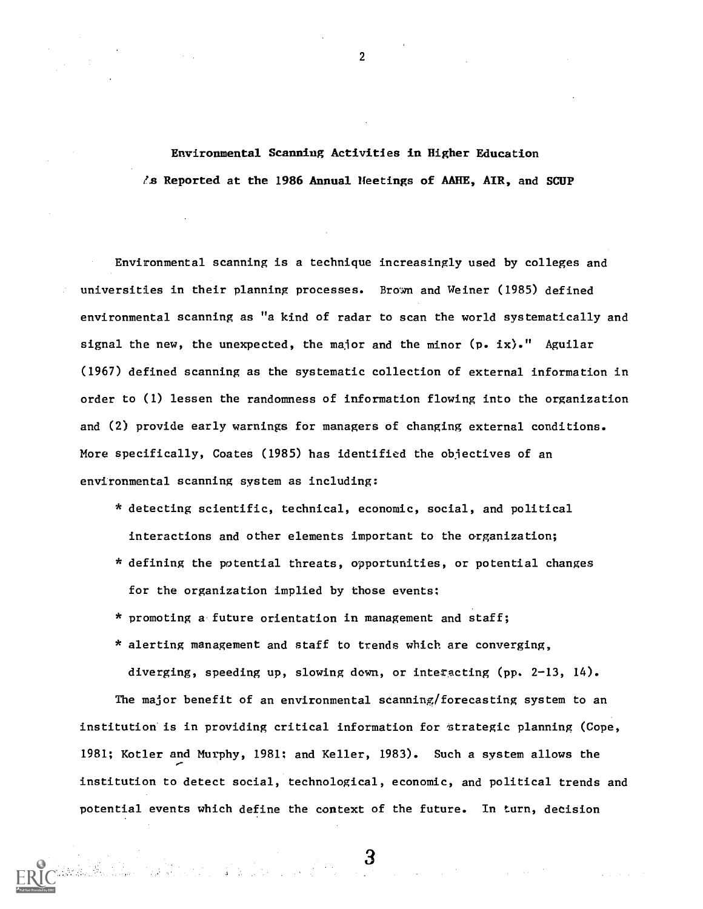## Environmental Scanning Activities in Higher Education As Reported at the 1986 Annual Meetings of AAHE, AIR, and SCUP

Environmental scanning is a technique increasingly used by colleges and universities in their planning processes. Brown and Weiner (1985) defined environmental scanning as "a kind of radar to scan the world systematically and signal the new, the unexpected, the major and the minor (p. ix)." Aguilar (1967) defined scanning as the systematic collection of external information in order to (1) lessen the randomness of information flowing into the organization and (2) provide early warnings for managers of changing external conditions. More specifically, Coates (1985) has identified the objectives of an environmental scanning system as including:

* detecting scientific, technical, economic, social, and political interactions and other elements important to the organization;
* defining the potential threats, opportunities, or potential changes for the organization implied by those events;
* promoting a future orientation in management and staff;
* alerting management and staff to trends which are converging, diverging, speeding up, slowing down, or interacting (pp. 2-13, 14).

The major benefit of an environmental scanning/forecasting system to an institution is in providing critical information for strategic planning (Cope, 1981; Kotler and Murphy, 1981; and Keller, 1983). Such a system allows the institution to detect social, technological, economic, and political trends and potential events which define the context of the future. In turn, decision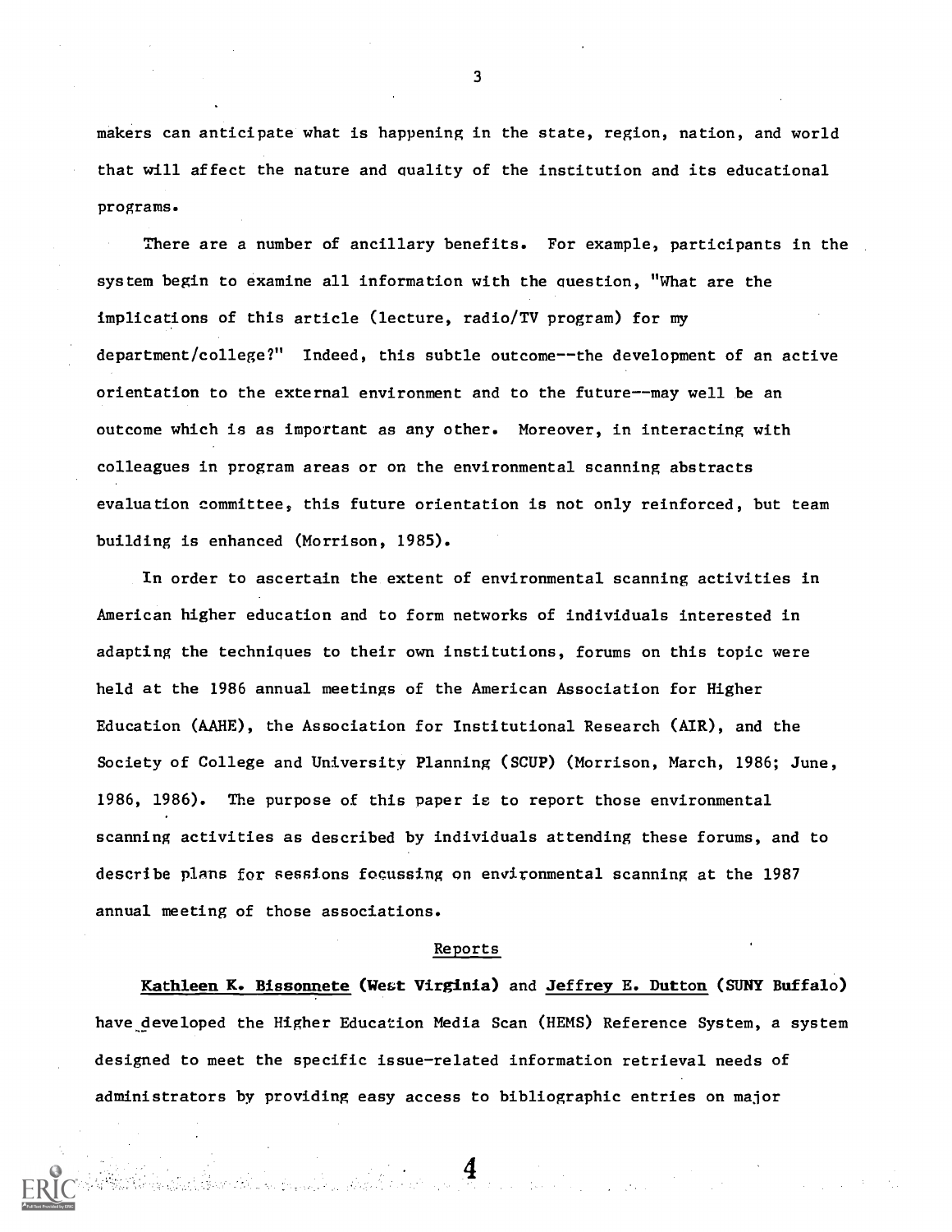makers can anticipate what is happening in the state, region, nation, and world that will affect the nature and quality of the institution and its educational programs.

There are a number of ancillary benefits. For example, participants in the system begin to examine all information with the question, "What are the implications of this article (lecture, radio/TV program) for my department/college?" Indeed, this subtle outcome--the development of an active orientation to the external environment and to the future--may well be an outcome which is as important as any other. Moreover, in interacting with colleagues in program areas or on the environmental scanning abstracts evaluation committee, this future orientation is not only reinforced, but team building is enhanced (Morrison, 1985).

In order to ascertain the extent of environmental scanning activities in American higher education and to form networks of individuals interested in adapting the techniques to their own institutions, forums on this topic were held at the 1986 annual meetings of the American Association for Higher Education (AAHE), the Association for Institutional Research (AIR), and the Society of College and University Planning (SCUP) (Morrison, March, 1986; June, 1986, 1986). The purpose of this paper is to report those environmental scanning activities as described by individuals attending these forums, and to describe plans for sessions focussing on environmental scanning at the 1987 annual meeting of those associations.

## Reports

**Kathleen K. Bissonnete (West Virginia)** and **Jeffrey E. Dutton (SUNY Buffalo)** have developed the Higher Education Media Scan (HEMS) Reference System, a system designed to meet the specific issue-related information retrieval needs of administrators by providing easy access to bibliographic entries on major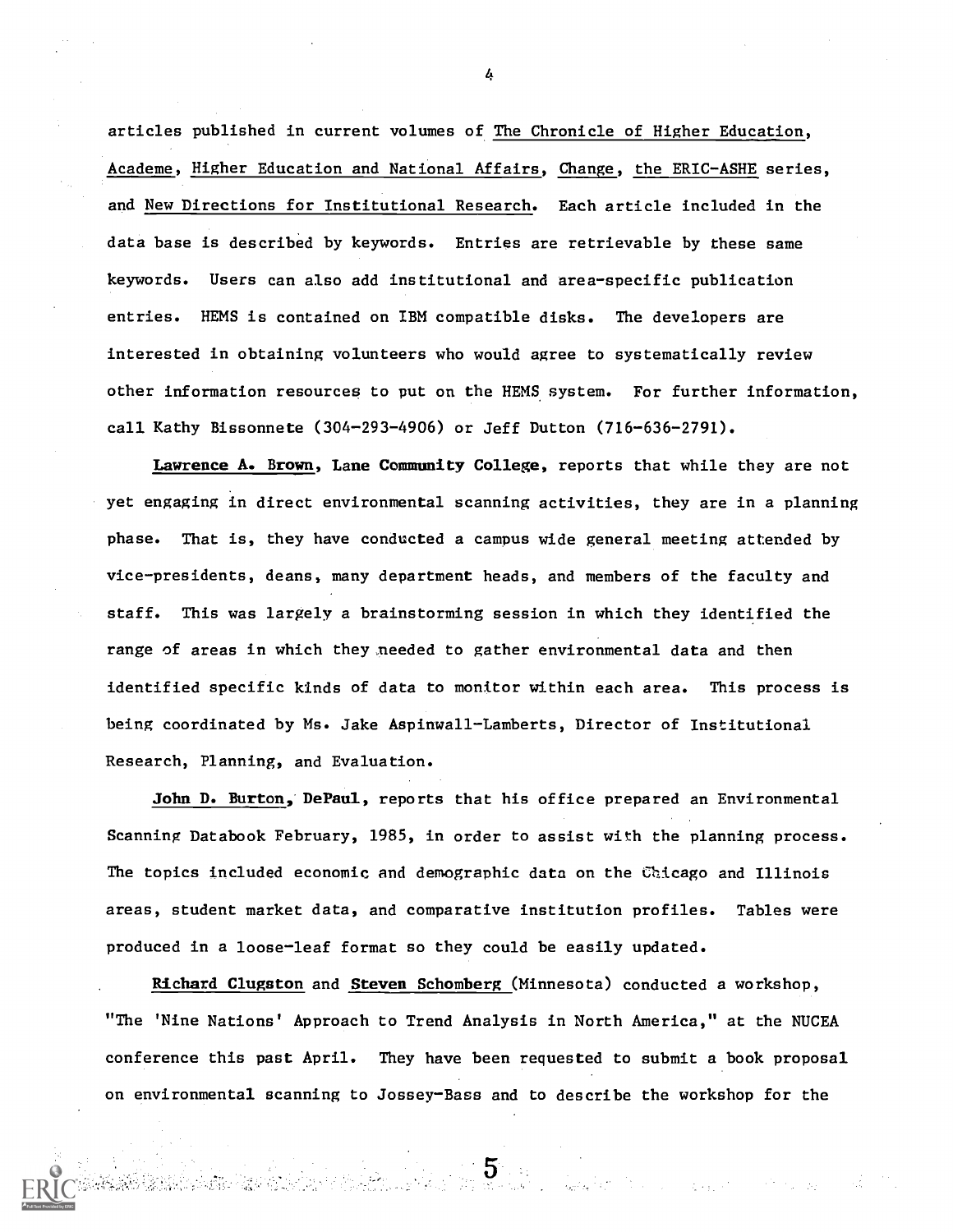articles published in current volumes of The Chronicle of Higher Education, Academe, Higher Education and National Affairs, Change, the ERIC-ASHE series, and New Directions for Institutional Research. Each article included in the data base is described by keywords. Entries are retrievable by these same keywords. Users can also add institutional and area-specific publication entries. HEMS is contained on IBM compatible disks. The developers are interested in obtaining volunteers who would agree to systematically review other information resources to put on the HEMS system. For further information, call Kathy Bissonnete (304-293-4906) or Jeff Dutton (716-636-2791).

**Lawrence A. Brown, Lane Community College**, reports that while they are not yet engaging in direct environmental scanning activities, they are in a planning phase. That is, they have conducted a campus wide general meeting attended by vice-presidents, deans, many department heads, and members of the faculty and staff. This was largely a brainstorming session in which they identified the range of areas in which they needed to gather environmental data and then identified specific kinds of data to monitor within each area. This process is being coordinated by Ms. Jake Aspinwall-Lamberts, Director of Institutional Research, Planning, and Evaluation.

**John D. Burton, DePaul**, reports that his office prepared an Environmental Scanning Databook February, 1985, in order to assist with the planning process. The topics included economic and demographic data on the Chicago and Illinois areas, student market data, and comparative institution profiles. Tables were produced in a loose-leaf format so they could be easily updated.

**Richard Clugston** and **Steven Schomberg** (Minnesota) conducted a workshop, "The 'Nine Nations' Approach to Trend Analysis in North America," at the NUCEA conference this past April. They have been requested to submit a book proposal on environmental scanning to Jossey-Bass and to describe the workshop for the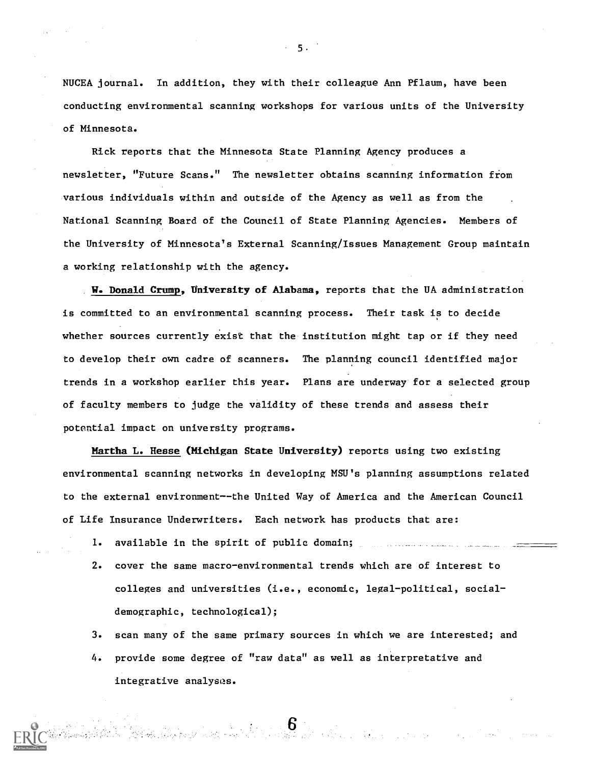NUCEA journal. In addition, they with their colleague Ann Pflaum, have been conducting environmental scanning workshops for various units of the University of Minnesota.

Rick reports that the Minnesota State Planning Agency produces a newsletter, "Future Scans." The newsletter obtains scanning information from various individuals within and outside of the Agency as well as from the National Scanning Board of the Council of State Planning Agencies. Members of the University of Minnesota's External Scanning/Issues Management Group maintain a working relationship with the agency.

**W. Donald Crump, University of Alabama,** reports that the UA administration is committed to an environmental scanning process. Their task is to decide whether sources currently exist that the institution might tap or if they need to develop their own cadre of scanners. The planning council identified major trends in a workshop earlier this year. Plans are underway for a selected group of faculty members to judge the validity of these trends and assess their potential impact on university programs.

**Martha L. Hesse (Michigan State University)** reports using two existing environmental scanning networks in developing MSU's planning assumptions related to the external environment--the United Way of America and the American Council of Life Insurance Underwriters. Each network has products that are:

1. available in the spirit of public domain;
2. cover the same macro-environmental trends which are of interest to colleges and universities (i.e., economic, legal-political, social-demographic, technological);
3. scan many of the same primary sources in which we are interested; and
4. provide some degree of "raw data" as well as interpretative and integrative analyses.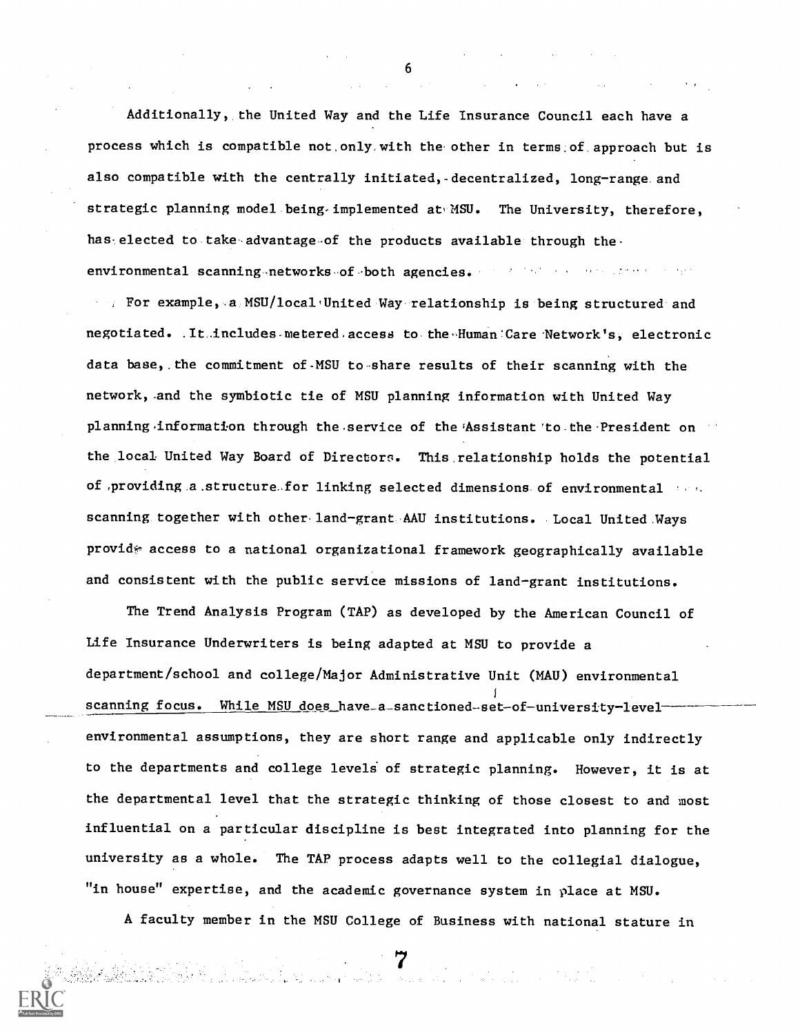Additionally, the United Way and the Life Insurance Council each have a process which is compatible not only with the other in terms of approach but is also compatible with the centrally initiated, decentralized, long-range and strategic planning model being implemented at MSU. The University, therefore, has elected to take advantage of the products available through the environmental scanning networks of both agencies.

For example, a MSU/local United Way relationship is being structured and negotiated. It includes metered access to the Human Care Network's, electronic data base, the commitment of MSU to share results of their scanning with the network, and the symbiotic tie of MSU planning information with United Way planning information through the service of the Assistant to the President on the local United Way Board of Directors. This relationship holds the potential of providing a structure for linking selected dimensions of environmental scanning together with other land-grant AAU institutions. Local United Ways provide access to a national organizational framework geographically available and consistent with the public service missions of land-grant institutions.

The Trend Analysis Program (TAP) as developed by the American Council of Life Insurance Underwriters is being adapted at MSU to provide a department/school and college/Major Administrative Unit (MAU) environmental scanning focus. While MSU does have a sanctioned set of university-level environmental assumptions, they are short range and applicable only indirectly to the departments and college levels of strategic planning. However, it is at the departmental level that the strategic thinking of those closest to and most influential on a particular discipline is best integrated into planning for the university as a whole. The TAP process adapts well to the collegial dialogue, "in house" expertise, and the academic governance system in place at MSU.

A faculty member in the MSU College of Business with national stature in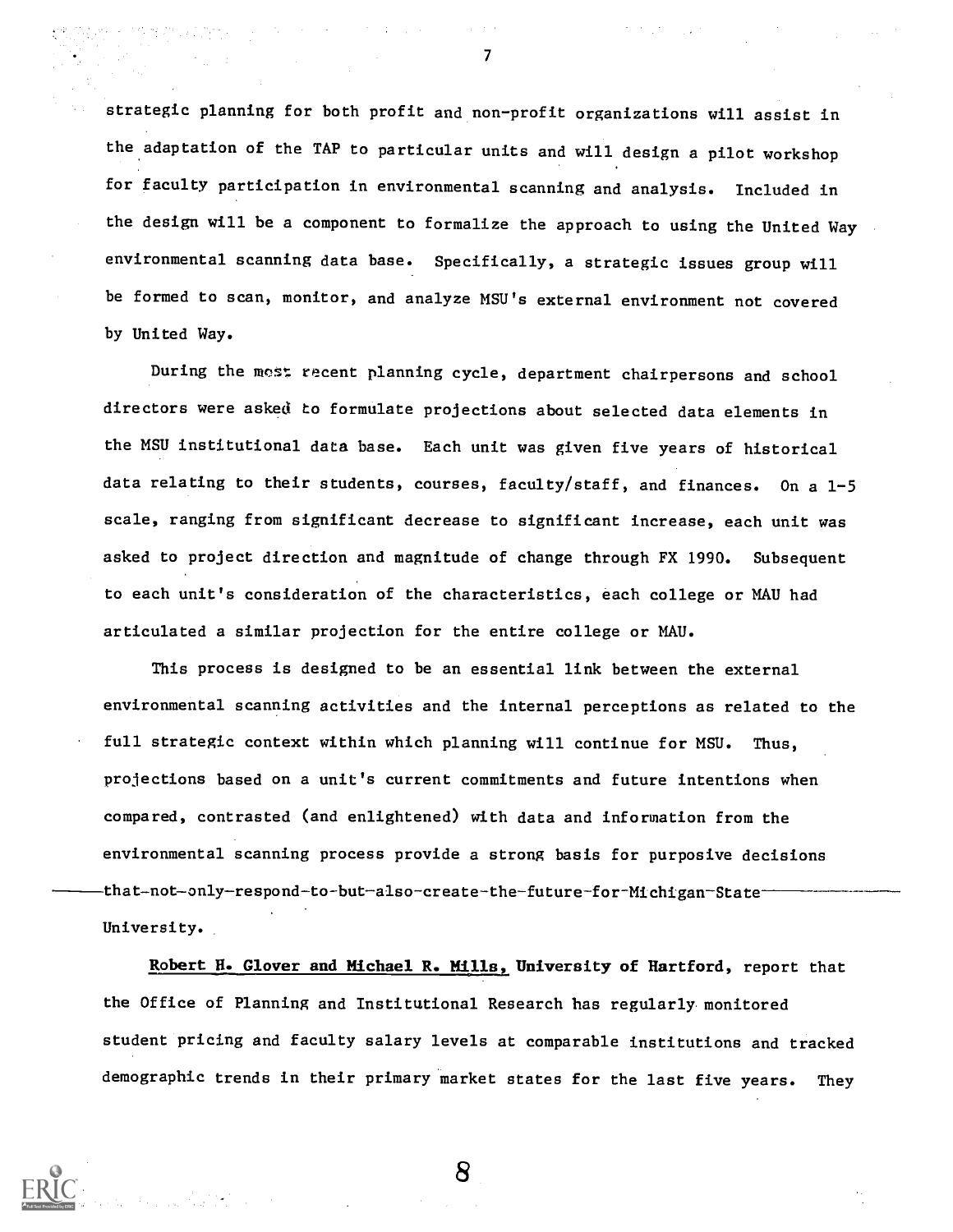strategic planning for both profit and non-profit organizations will assist in the adaptation of the TAP to particular units and will design a pilot workshop for faculty participation in environmental scanning and analysis. Included in the design will be a component to formalize the approach to using the United Way environmental scanning data base. Specifically, a strategic issues group will be formed to scan, monitor, and analyze MSU's external environment not covered by United Way.

During the most recent planning cycle, department chairpersons and school directors were asked to formulate projections about selected data elements in the MSU institutional data base. Each unit was given five years of historical data relating to their students, courses, faculty/staff, and finances. On a 1-5 scale, ranging from significant decrease to significant increase, each unit was asked to project direction and magnitude of change through FX 1990. Subsequent to each unit's consideration of the characteristics, each college or MAU had articulated a similar projection for the entire college or MAU.

This process is designed to be an essential link between the external environmental scanning activities and the internal perceptions as related to the full strategic context within which planning will continue for MSU. Thus, projections based on a unit's current commitments and future intentions when compared, contrasted (and enlightened) with data and information from the environmental scanning process provide a strong basis for purposive decisions that not only respond to but also create the future for Michigan State University.

**Robert H. Glover and Michael R. Mills, University of Hartford**, report that the Office of Planning and Institutional Research has regularly monitored student pricing and faculty salary levels at comparable institutions and tracked demographic trends in their primary market states for the last five years. They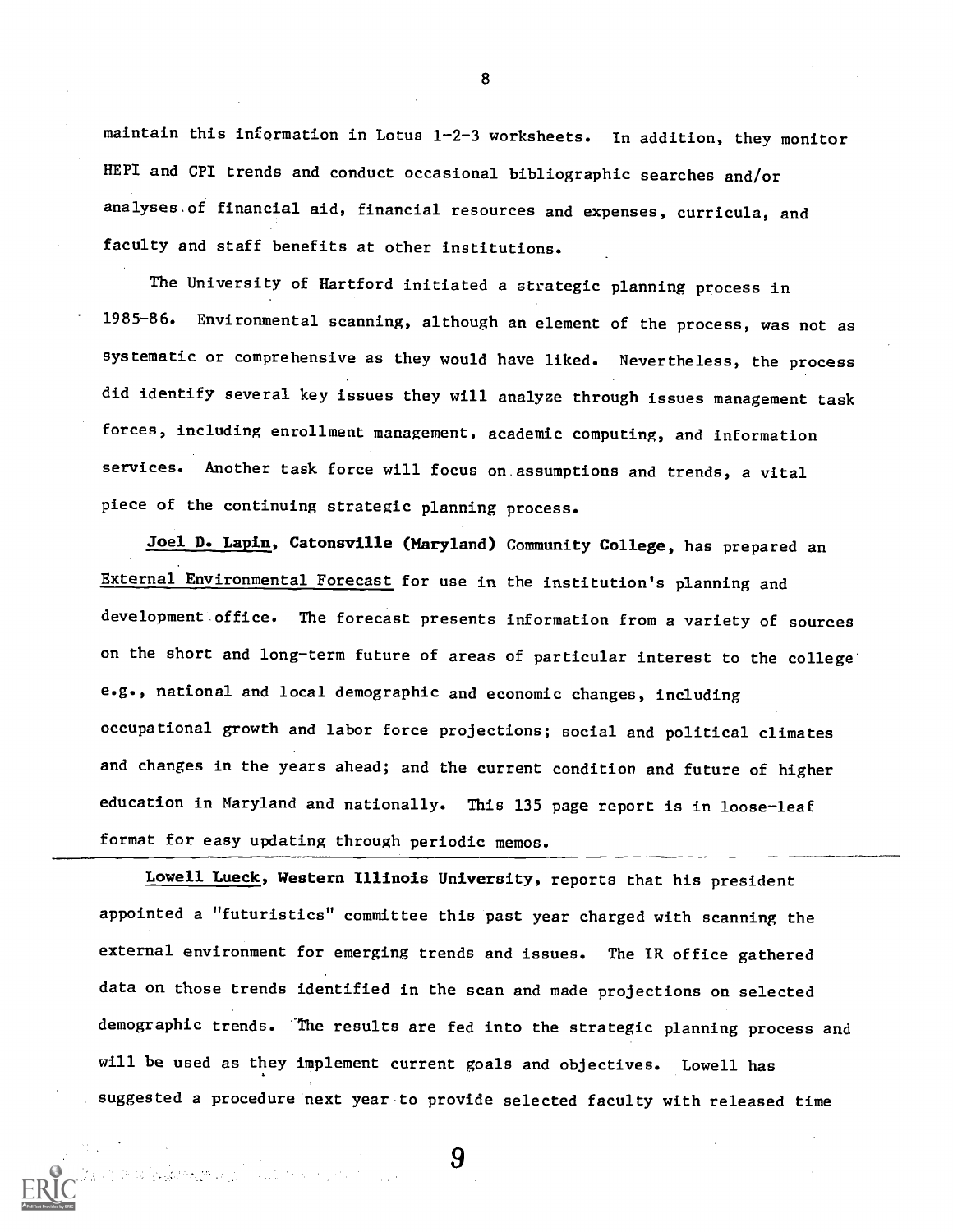maintain this information in Lotus 1-2-3 worksheets. In addition, they monitor HEPI and CPI trends and conduct occasional bibliographic searches and/or analyses of financial aid, financial resources and expenses, curricula, and faculty and staff benefits at other institutions.

The University of Hartford initiated a strategic planning process in 1985-86. Environmental scanning, although an element of the process, was not as systematic or comprehensive as they would have liked. Nevertheless, the process did identify several key issues they will analyze through issues management task forces, including enrollment management, academic computing, and information services. Another task force will focus on assumptions and trends, a vital piece of the continuing strategic planning process.

**Joel D. Lapin, Catonsville (Maryland) Community College**, has prepared an External Environmental Forecast for use in the institution's planning and development office. The forecast presents information from a variety of sources on the short and long-term future of areas of particular interest to the college e.g., national and local demographic and economic changes, including occupational growth and labor force projections; social and political climates and changes in the years ahead; and the current condition and future of higher education in Maryland and nationally. This 135 page report is in loose-leaf format for easy updating through periodic memos.

---

**Lowell Lueck, Western Illinois University**, reports that his president appointed a "futuristics" committee this past year charged with scanning the external environment for emerging trends and issues. The IR office gathered data on those trends identified in the scan and made projections on selected demographic trends. The results are fed into the strategic planning process and will be used as they implement current goals and objectives. Lowell has suggested a procedure next year to provide selected faculty with released time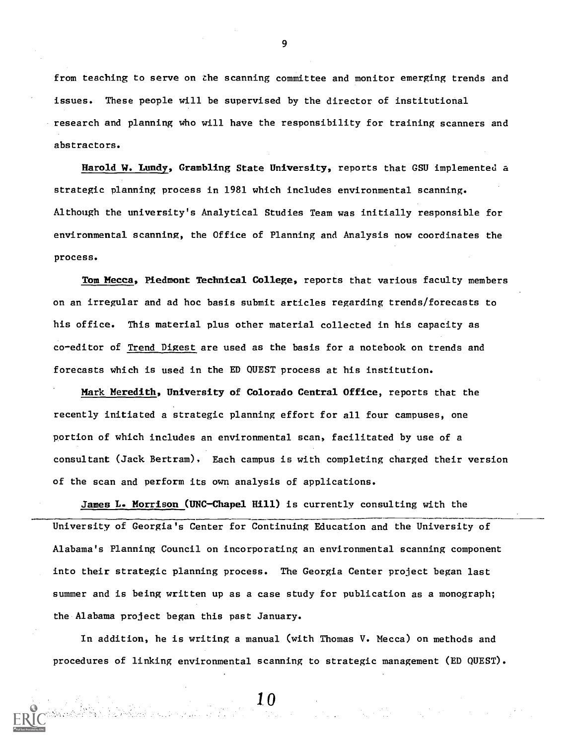from teaching to serve on the scanning committee and monitor emerging trends and issues. These people will be supervised by the director of institutional research and planning who will have the responsibility for training scanners and abstractors.

**Harold W. Lundy, Grambling State University,** reports that GSU implemented a strategic planning process in 1981 which includes environmental scanning. Although the university's Analytical Studies Team was initially responsible for environmental scanning, the Office of Planning and Analysis now coordinates the process.

**Tom Mecca, Piedmont Technical College,** reports that various faculty members on an irregular and ad hoc basis submit articles regarding trends/forecasts to his office. This material plus other material collected in his capacity as co-editor of Trend Digest are used as the basis for a notebook on trends and forecasts which is used in the ED QUEST process at his institution.

**Mark Meredith, University of Colorado Central Office,** reports that the recently initiated a strategic planning effort for all four campuses, one portion of which includes an environmental scan, facilitated by use of a consultant (Jack Bertram). Each campus is with completing charged their version of the scan and perform its own analysis of applications.

**James L. Morrison (UNC-Chapel Hill)** is currently consulting with the University of Georgia's Center for Continuing Education and the University of Alabama's Planning Council on incorporating an environmental scanning component into their strategic planning process. The Georgia Center project began last summer and is being written up as a case study for publication as a monograph; the Alabama project began this past January.

In addition, he is writing a manual (with Thomas V. Mecca) on methods and procedures of linking environmental scanning to strategic management (ED QUEST).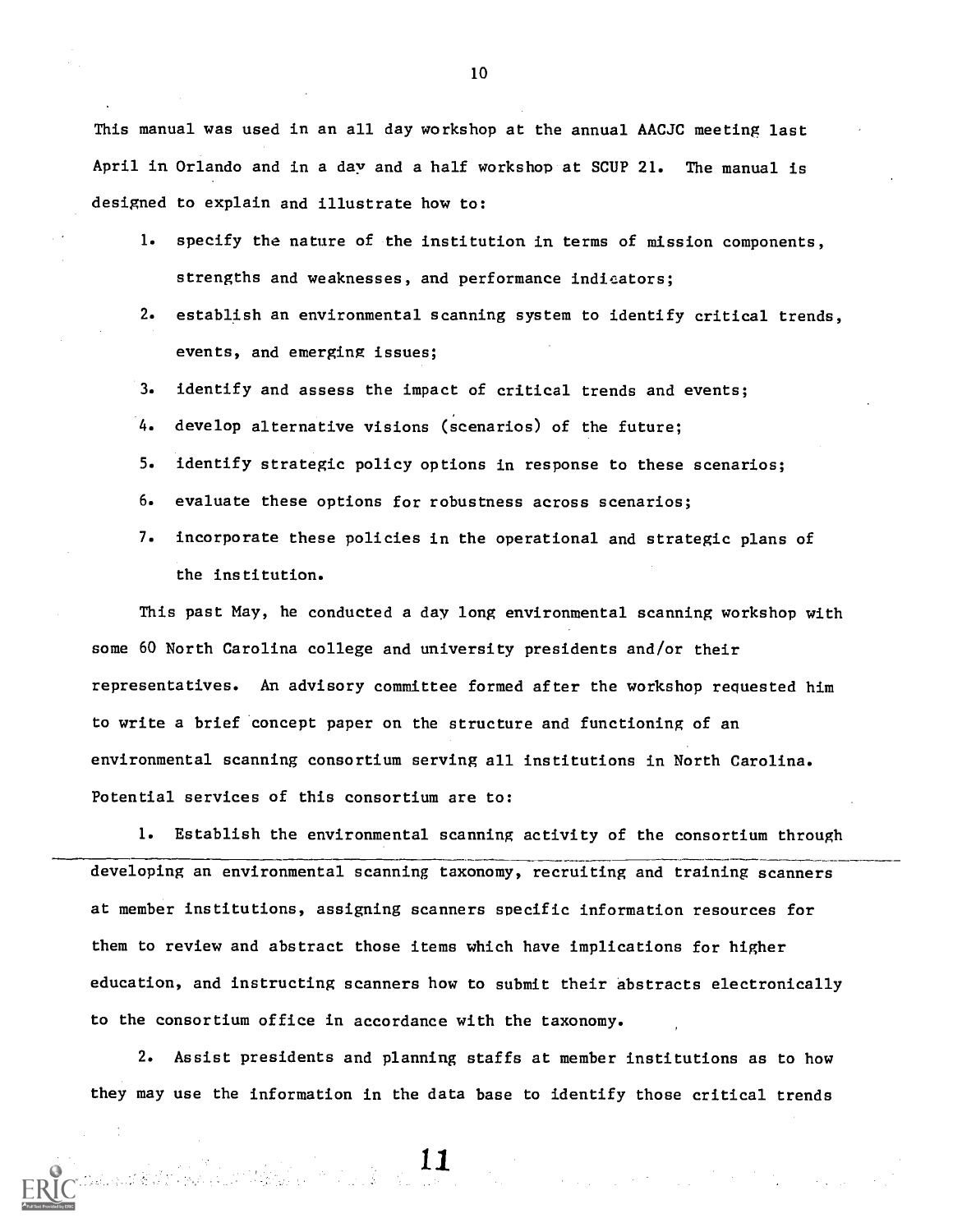This manual was used in an all day workshop at the annual AACJC meeting last April in Orlando and in a day and a half workshop at SCUP 21. The manual is designed to explain and illustrate how to:

1. specify the nature of the institution in terms of mission components, strengths and weaknesses, and performance indicators;
2. establish an environmental scanning system to identify critical trends, events, and emerging issues;
3. identify and assess the impact of critical trends and events;
4. develop alternative visions (scenarios) of the future;
5. identify strategic policy options in response to these scenarios;
6. evaluate these options for robustness across scenarios;
7. incorporate these policies in the operational and strategic plans of the institution.

This past May, he conducted a day long environmental scanning workshop with some 60 North Carolina college and university presidents and/or their representatives. An advisory committee formed after the workshop requested him to write a brief concept paper on the structure and functioning of an environmental scanning consortium serving all institutions in North Carolina. Potential services of this consortium are to:

1. Establish the environmental scanning activity of the consortium through developing an environmental scanning taxonomy, recruiting and training scanners at member institutions, assigning scanners specific information resources for them to review and abstract those items which have implications for higher education, and instructing scanners how to submit their abstracts electronically to the consortium office in accordance with the taxonomy.

2. Assist presidents and planning staffs at member institutions as to how they may use the information in the data base to identify those critical trends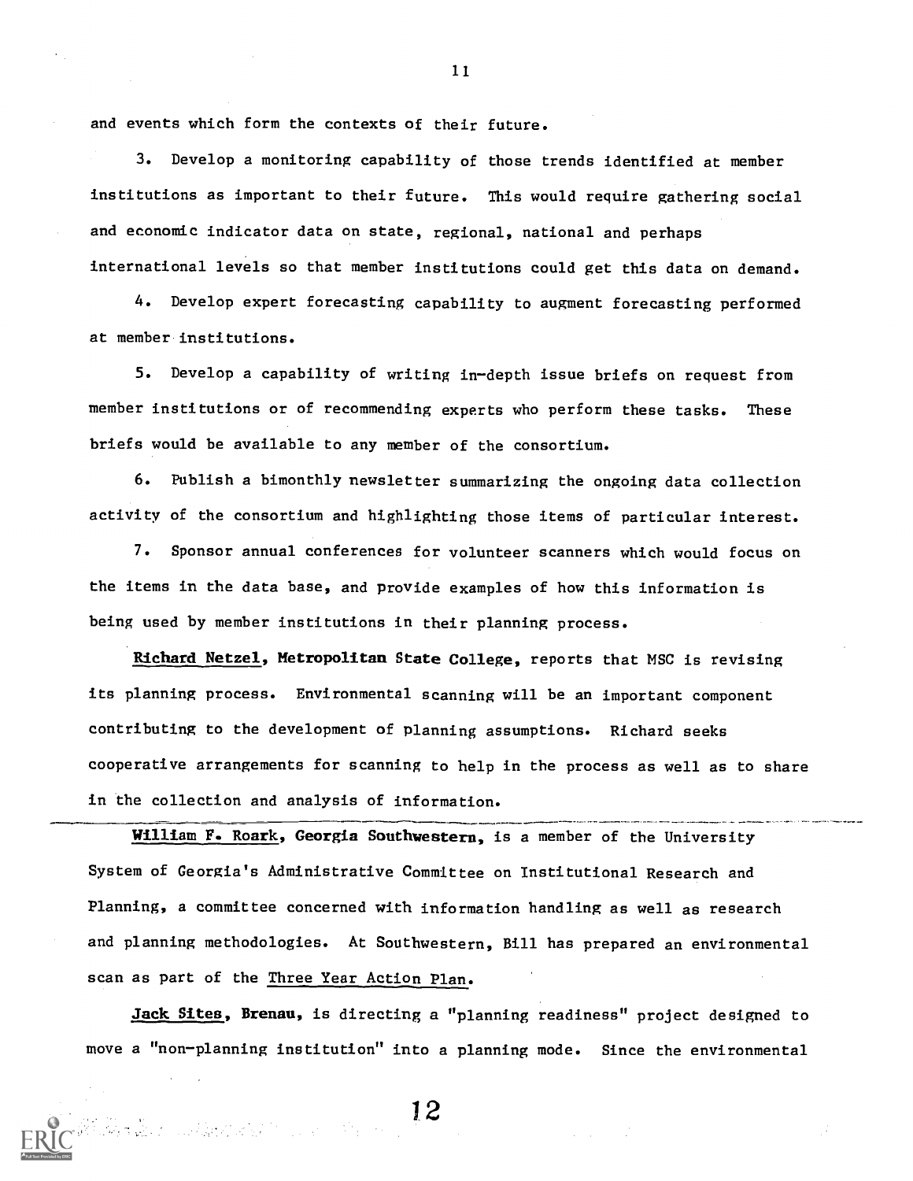and events which form the contexts of their future.

3. Develop a monitoring capability of those trends identified at member institutions as important to their future. This would require gathering social and economic indicator data on state, regional, national and perhaps international levels so that member institutions could get this data on demand.

4. Develop expert forecasting capability to augment forecasting performed at member institutions.

5. Develop a capability of writing in-depth issue briefs on request from member institutions or of recommending experts who perform these tasks. These briefs would be available to any member of the consortium.

6. Publish a bimonthly newsletter summarizing the ongoing data collection activity of the consortium and highlighting those items of particular interest.

7. Sponsor annual conferences for volunteer scanners which would focus on the items in the data base, and provide examples of how this information is being used by member institutions in their planning process.

**Richard Netzel, Metropolitan State College**, reports that MSC is revising its planning process. Environmental scanning will be an important component contributing to the development of planning assumptions. Richard seeks cooperative arrangements for scanning to help in the process as well as to share in the collection and analysis of information.

---

**William F. Roark, Georgia Southwestern**, is a member of the University System of Georgia's Administrative Committee on Institutional Research and Planning, a committee concerned with information handling as well as research and planning methodologies. At Southwestern, Bill has prepared an environmental scan as part of the Three Year Action Plan.

**Jack Sites, Brenau**, is directing a "planning readiness" project designed to move a "non-planning institution" into a planning mode. Since the environmental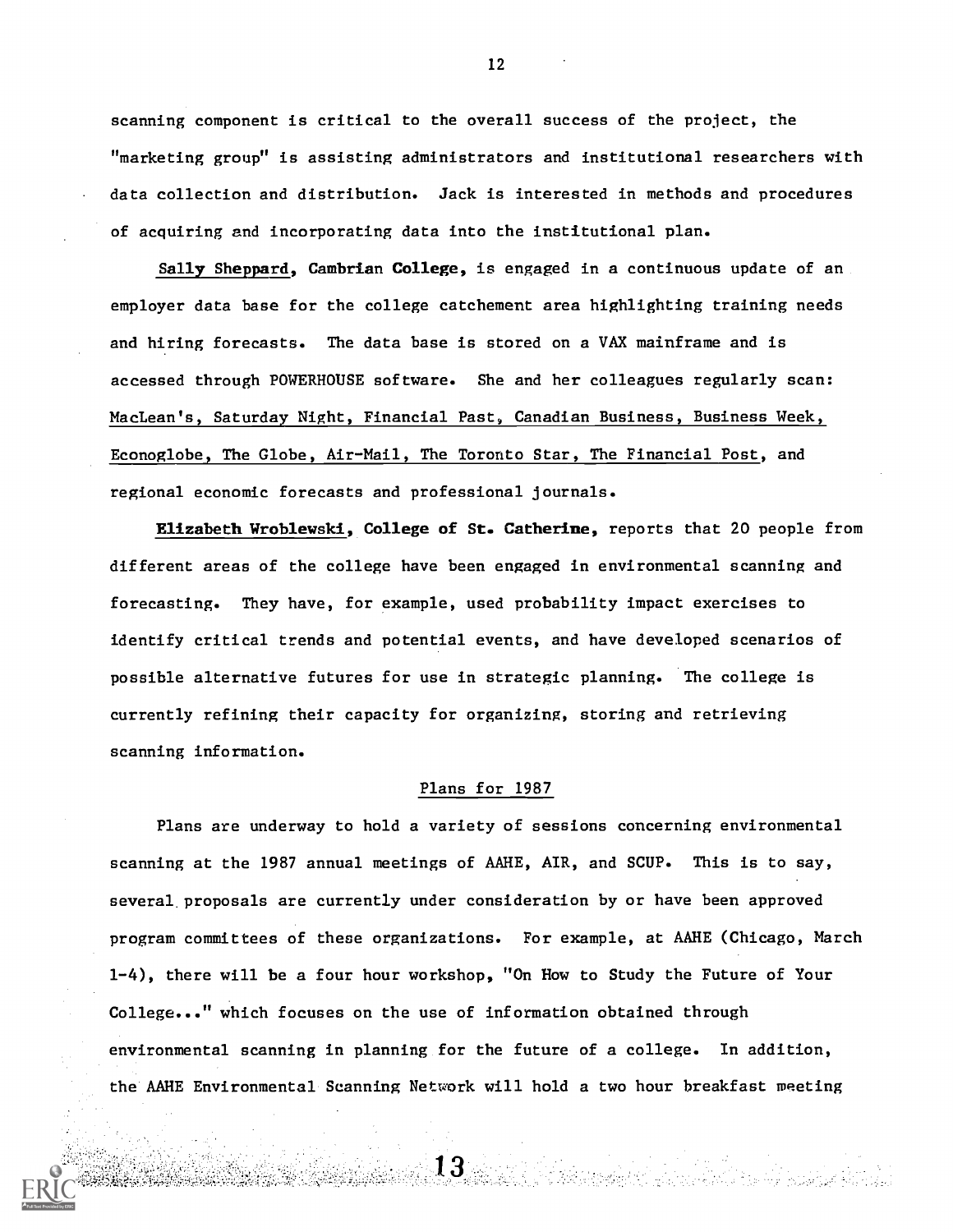scanning component is critical to the overall success of the project, the "marketing group" is assisting administrators and institutional researchers with data collection and distribution. Jack is interested in methods and procedures of acquiring and incorporating data into the institutional plan.

**Sally Sheppard, Cambrian College,** is engaged in a continuous update of an employer data base for the college catchement area highlighting training needs and hiring forecasts. The data base is stored on a VAX mainframe and is accessed through POWERHOUSE software. She and her colleagues regularly scan: MacLean's, Saturday Night, Financial Past, Canadian Business, Business Week, Econoglobe, The Globe, Air-Mail, The Toronto Star, The Financial Post, and regional economic forecasts and professional journals.

**Elizabeth Wroblewski, College of St. Catherine,** reports that 20 people from different areas of the college have been engaged in environmental scanning and forecasting. They have, for example, used probability impact exercises to identify critical trends and potential events, and have developed scenarios of possible alternative futures for use in strategic planning. The college is currently refining their capacity for organizing, storing and retrieving scanning information.

## Plans for 1987

Plans are underway to hold a variety of sessions concerning environmental scanning at the 1987 annual meetings of AAHE, AIR, and SCUP. This is to say, several proposals are currently under consideration by or have been approved program committees of these organizations. For example, at AAHE (Chicago, March 1-4), there will be a four hour workshop, "On How to Study the Future of Your College..." which focuses on the use of information obtained through environmental scanning in planning for the future of a college. In addition, the AAHE Environmental Scanning Network will hold a two hour breakfast meeting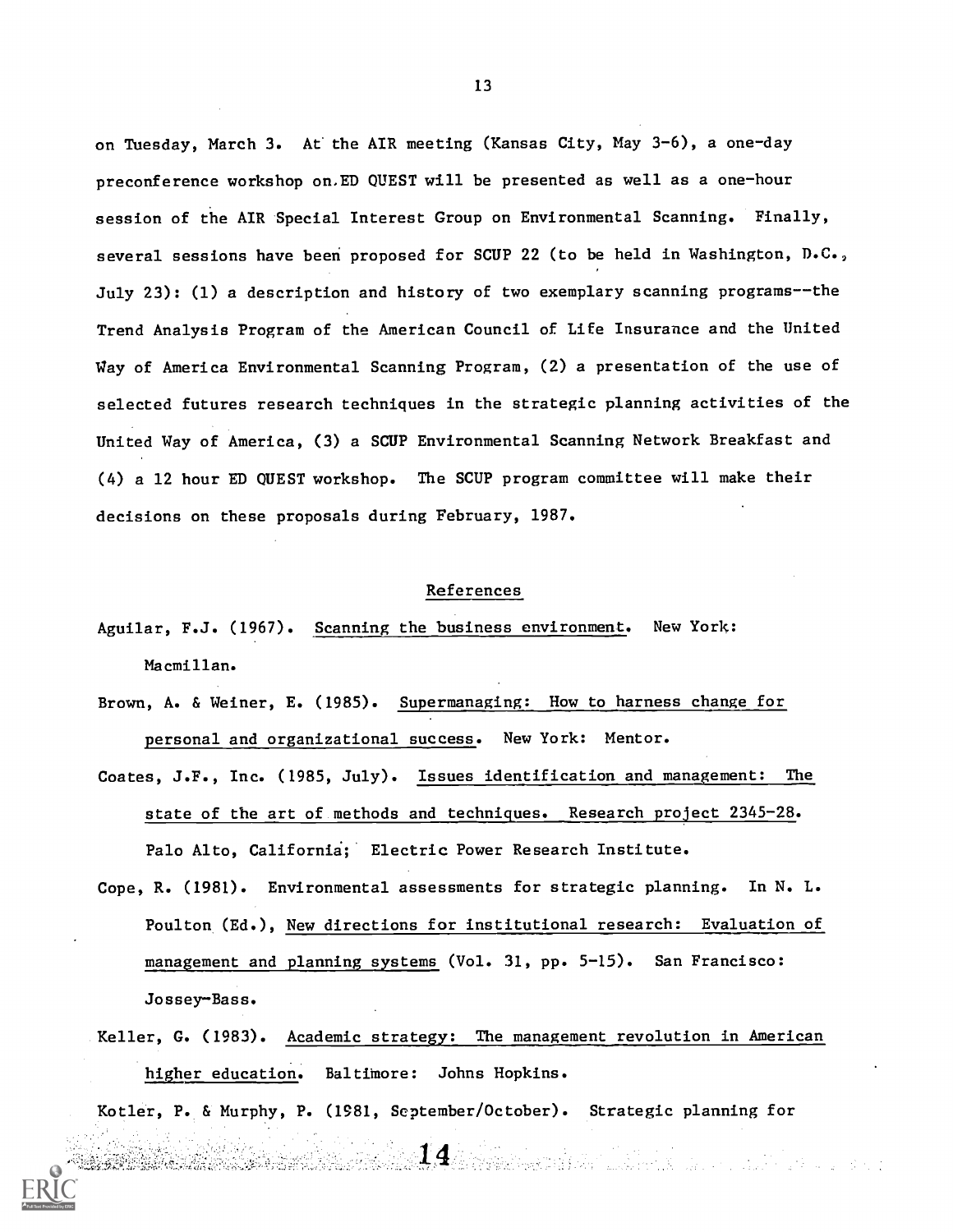on Tuesday, March 3. At the AIR meeting (Kansas City, May 3-6), a one-day preconference workshop on ED QUEST will be presented as well as a one-hour session of the AIR Special Interest Group on Environmental Scanning. Finally, several sessions have been proposed for SCUP 22 (to be held in Washington, D.C., July 23): (1) a description and history of two exemplary scanning programs--the Trend Analysis Program of the American Council of Life Insurance and the United Way of America Environmental Scanning Program, (2) a presentation of the use of selected futures research techniques in the strategic planning activities of the United Way of America, (3) a SCUP Environmental Scanning Network Breakfast and (4) a 12 hour ED QUEST workshop. The SCUP program committee will make their decisions on these proposals during February, 1987.

## References

Aguilar, F.J. (1967). Scanning the business environment. New York: Macmillan.

Brown, A. & Weiner, E. (1985). Supermanaging: How to harness change for personal and organizational success. New York: Mentor.

Coates, J.F., Inc. (1985, July). Issues identification and management: The state of the art of methods and techniques. Research project 2345-28. Palo Alto, California; Electric Power Research Institute.

Cope, R. (1981). Environmental assessments for strategic planning. In N. L. Poulton (Ed.), New directions for institutional research: Evaluation of management and planning systems (Vol. 31, pp. 5-15). San Francisco: Jossey-Bass.

Keller, G. (1983). Academic strategy: The management revolution in American higher education. Baltimore: Johns Hopkins.

Kotler, P. & Murphy, P. (1981, September/October). Strategic planning for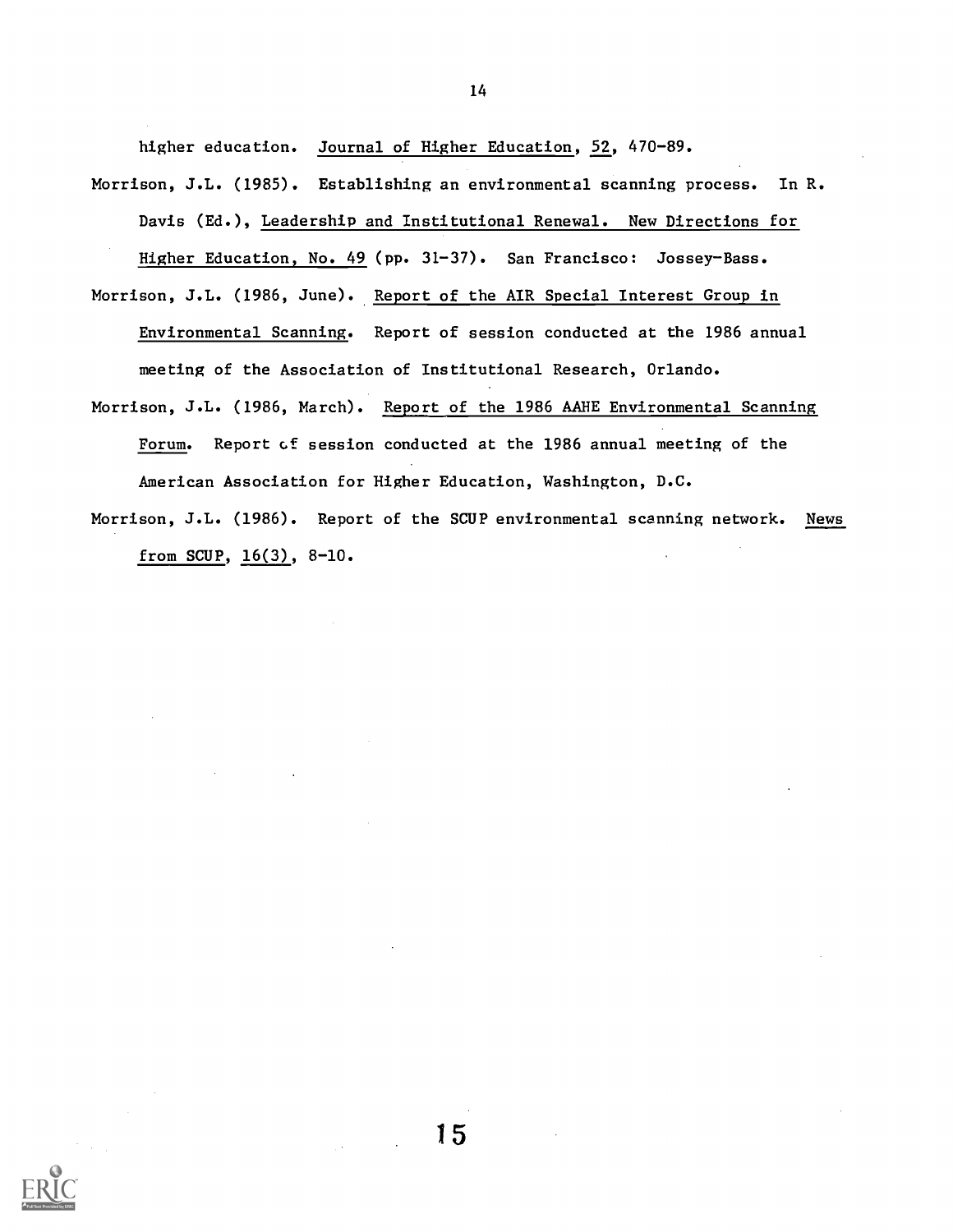higher education. Journal of Higher Education, 52, 470-89.

Morrison, J.L. (1985). Establishing an environmental scanning process. In R. Davis (Ed.), Leadership and Institutional Renewal. New Directions for Higher Education, No. 49 (pp. 31-37). San Francisco: Jossey-Bass.

Morrison, J.L. (1986, June). Report of the AIR Special Interest Group in Environmental Scanning. Report of session conducted at the 1986 annual meeting of the Association of Institutional Research, Orlando.

Morrison, J.L. (1986, March). Report of the 1986 AAHE Environmental Scanning Forum. Report of session conducted at the 1986 annual meeting of the American Association for Higher Education, Washington, D.C.

Morrison, J.L. (1986). Report of the SCUP environmental scanning network. News from SCUP, 16(3), 8-10.